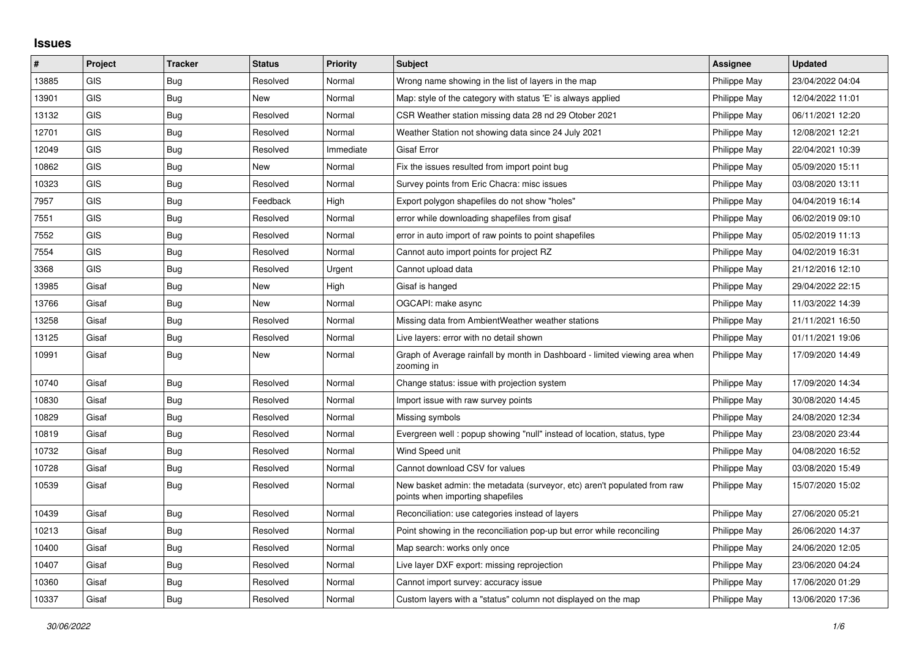# Issues

| # | Project | Tracker | Status | Priority | Subject | Assignee | Updated |
|---|---|---|---|---|---|---|---|
| 13885 | GIS | Bug | Resolved | Normal | Wrong name showing in the list of layers in the map | Philippe May | 23/04/2022 04:04 |
| 13901 | GIS | Bug | New | Normal | Map: style of the category with status 'E' is always applied | Philippe May | 12/04/2022 11:01 |
| 13132 | GIS | Bug | Resolved | Normal | CSR Weather station missing data 28 nd 29 Otober 2021 | Philippe May | 06/11/2021 12:20 |
| 12701 | GIS | Bug | Resolved | Normal | Weather Station not showing data since 24 July 2021 | Philippe May | 12/08/2021 12:21 |
| 12049 | GIS | Bug | Resolved | Immediate | Gisaf Error | Philippe May | 22/04/2021 10:39 |
| 10862 | GIS | Bug | New | Normal | Fix the issues resulted from import point bug | Philippe May | 05/09/2020 15:11 |
| 10323 | GIS | Bug | Resolved | Normal | Survey points from Eric Chacra: misc issues | Philippe May | 03/08/2020 13:11 |
| 7957 | GIS | Bug | Feedback | High | Export polygon shapefiles do not show "holes" | Philippe May | 04/04/2019 16:14 |
| 7551 | GIS | Bug | Resolved | Normal | error while downloading shapefiles from gisaf | Philippe May | 06/02/2019 09:10 |
| 7552 | GIS | Bug | Resolved | Normal | error in auto import of raw points to point shapefiles | Philippe May | 05/02/2019 11:13 |
| 7554 | GIS | Bug | Resolved | Normal | Cannot auto import points for project RZ | Philippe May | 04/02/2019 16:31 |
| 3368 | GIS | Bug | Resolved | Urgent | Cannot upload data | Philippe May | 21/12/2016 12:10 |
| 13985 | Gisaf | Bug | New | High | Gisaf is hanged | Philippe May | 29/04/2022 22:15 |
| 13766 | Gisaf | Bug | New | Normal | OGCAPI: make async | Philippe May | 11/03/2022 14:39 |
| 13258 | Gisaf | Bug | Resolved | Normal | Missing data from AmbientWeather weather stations | Philippe May | 21/11/2021 16:50 |
| 13125 | Gisaf | Bug | Resolved | Normal | Live layers: error with no detail shown | Philippe May | 01/11/2021 19:06 |
| 10991 | Gisaf | Bug | New | Normal | Graph of Average rainfall by month in Dashboard - limited viewing area when zooming in | Philippe May | 17/09/2020 14:49 |
| 10740 | Gisaf | Bug | Resolved | Normal | Change status: issue with projection system | Philippe May | 17/09/2020 14:34 |
| 10830 | Gisaf | Bug | Resolved | Normal | Import issue with raw survey points | Philippe May | 30/08/2020 14:45 |
| 10829 | Gisaf | Bug | Resolved | Normal | Missing symbols | Philippe May | 24/08/2020 12:34 |
| 10819 | Gisaf | Bug | Resolved | Normal | Evergreen well : popup showing "null" instead of location, status, type | Philippe May | 23/08/2020 23:44 |
| 10732 | Gisaf | Bug | Resolved | Normal | Wind Speed unit | Philippe May | 04/08/2020 16:52 |
| 10728 | Gisaf | Bug | Resolved | Normal | Cannot download CSV for values | Philippe May | 03/08/2020 15:49 |
| 10539 | Gisaf | Bug | Resolved | Normal | New basket admin: the metadata (surveyor, etc) aren't populated from raw points when importing shapefiles | Philippe May | 15/07/2020 15:02 |
| 10439 | Gisaf | Bug | Resolved | Normal | Reconciliation: use categories instead of layers | Philippe May | 27/06/2020 05:21 |
| 10213 | Gisaf | Bug | Resolved | Normal | Point showing in the reconciliation pop-up but error while reconciling | Philippe May | 26/06/2020 14:37 |
| 10400 | Gisaf | Bug | Resolved | Normal | Map search: works only once | Philippe May | 24/06/2020 12:05 |
| 10407 | Gisaf | Bug | Resolved | Normal | Live layer DXF export: missing reprojection | Philippe May | 23/06/2020 04:24 |
| 10360 | Gisaf | Bug | Resolved | Normal | Cannot import survey: accuracy issue | Philippe May | 17/06/2020 01:29 |
| 10337 | Gisaf | Bug | Resolved | Normal | Custom layers with a "status" column not displayed on the map | Philippe May | 13/06/2020 17:36 |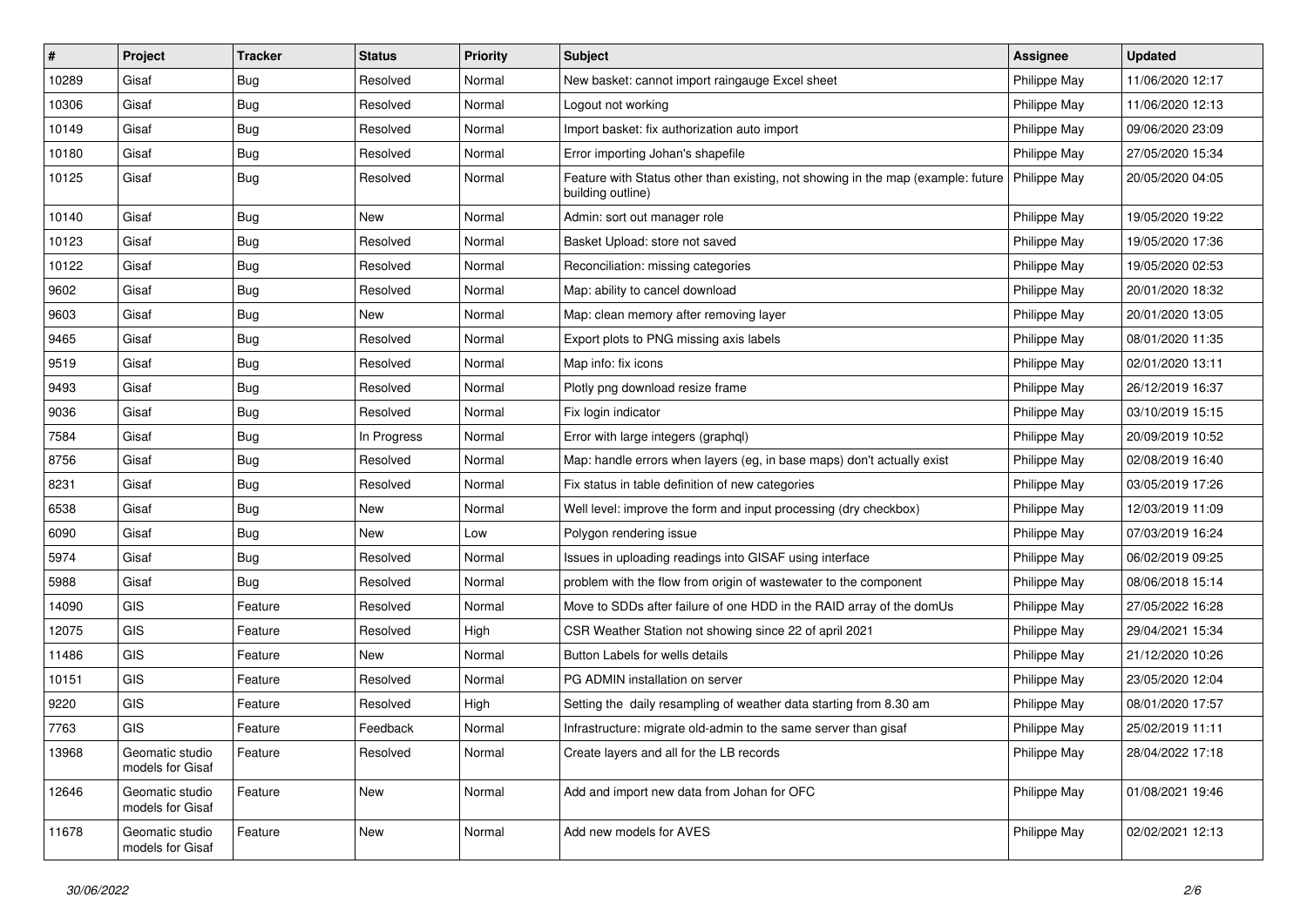| # | Project | Tracker | Status | Priority | Subject | Assignee | Updated |
|---|---|---|---|---|---|---|---|
| 10289 | Gisaf | Bug | Resolved | Normal | New basket: cannot import raingauge Excel sheet | Philippe May | 11/06/2020 12:17 |
| 10306 | Gisaf | Bug | Resolved | Normal | Logout not working | Philippe May | 11/06/2020 12:13 |
| 10149 | Gisaf | Bug | Resolved | Normal | Import basket: fix authorization auto import | Philippe May | 09/06/2020 23:09 |
| 10180 | Gisaf | Bug | Resolved | Normal | Error importing Johan's shapefile | Philippe May | 27/05/2020 15:34 |
| 10125 | Gisaf | Bug | Resolved | Normal | Feature with Status other than existing, not showing in the map (example: future building outline) | Philippe May | 20/05/2020 04:05 |
| 10140 | Gisaf | Bug | New | Normal | Admin: sort out manager role | Philippe May | 19/05/2020 19:22 |
| 10123 | Gisaf | Bug | Resolved | Normal | Basket Upload: store not saved | Philippe May | 19/05/2020 17:36 |
| 10122 | Gisaf | Bug | Resolved | Normal | Reconciliation: missing categories | Philippe May | 19/05/2020 02:53 |
| 9602 | Gisaf | Bug | Resolved | Normal | Map: ability to cancel download | Philippe May | 20/01/2020 18:32 |
| 9603 | Gisaf | Bug | New | Normal | Map: clean memory after removing layer | Philippe May | 20/01/2020 13:05 |
| 9465 | Gisaf | Bug | Resolved | Normal | Export plots to PNG missing axis labels | Philippe May | 08/01/2020 11:35 |
| 9519 | Gisaf | Bug | Resolved | Normal | Map info: fix icons | Philippe May | 02/01/2020 13:11 |
| 9493 | Gisaf | Bug | Resolved | Normal | Plotly png download resize frame | Philippe May | 26/12/2019 16:37 |
| 9036 | Gisaf | Bug | Resolved | Normal | Fix login indicator | Philippe May | 03/10/2019 15:15 |
| 7584 | Gisaf | Bug | In Progress | Normal | Error with large integers (graphql) | Philippe May | 20/09/2019 10:52 |
| 8756 | Gisaf | Bug | Resolved | Normal | Map: handle errors when layers (eg, in base maps) don't actually exist | Philippe May | 02/08/2019 16:40 |
| 8231 | Gisaf | Bug | Resolved | Normal | Fix status in table definition of new categories | Philippe May | 03/05/2019 17:26 |
| 6538 | Gisaf | Bug | New | Normal | Well level: improve the form and input processing (dry checkbox) | Philippe May | 12/03/2019 11:09 |
| 6090 | Gisaf | Bug | New | Low | Polygon rendering issue | Philippe May | 07/03/2019 16:24 |
| 5974 | Gisaf | Bug | Resolved | Normal | Issues in uploading readings into GISAF using interface | Philippe May | 06/02/2019 09:25 |
| 5988 | Gisaf | Bug | Resolved | Normal | problem with the flow from origin of wastewater to the component | Philippe May | 08/06/2018 15:14 |
| 14090 | GIS | Feature | Resolved | Normal | Move to SDDs after failure of one HDD in the RAID array of the domUs | Philippe May | 27/05/2022 16:28 |
| 12075 | GIS | Feature | Resolved | High | CSR Weather Station not showing since 22 of april 2021 | Philippe May | 29/04/2021 15:34 |
| 11486 | GIS | Feature | New | Normal | Button Labels for wells details | Philippe May | 21/12/2020 10:26 |
| 10151 | GIS | Feature | Resolved | Normal | PG ADMIN installation on server | Philippe May | 23/05/2020 12:04 |
| 9220 | GIS | Feature | Resolved | High | Setting the daily resampling of weather data starting from 8.30 am | Philippe May | 08/01/2020 17:57 |
| 7763 | GIS | Feature | Feedback | Normal | Infrastructure: migrate old-admin to the same server than gisaf | Philippe May | 25/02/2019 11:11 |
| 13968 | Geomatic studio models for Gisaf | Feature | Resolved | Normal | Create layers and all for the LB records | Philippe May | 28/04/2022 17:18 |
| 12646 | Geomatic studio models for Gisaf | Feature | New | Normal | Add and import new data from Johan for OFC | Philippe May | 01/08/2021 19:46 |
| 11678 | Geomatic studio models for Gisaf | Feature | New | Normal | Add new models for AVES | Philippe May | 02/02/2021 12:13 |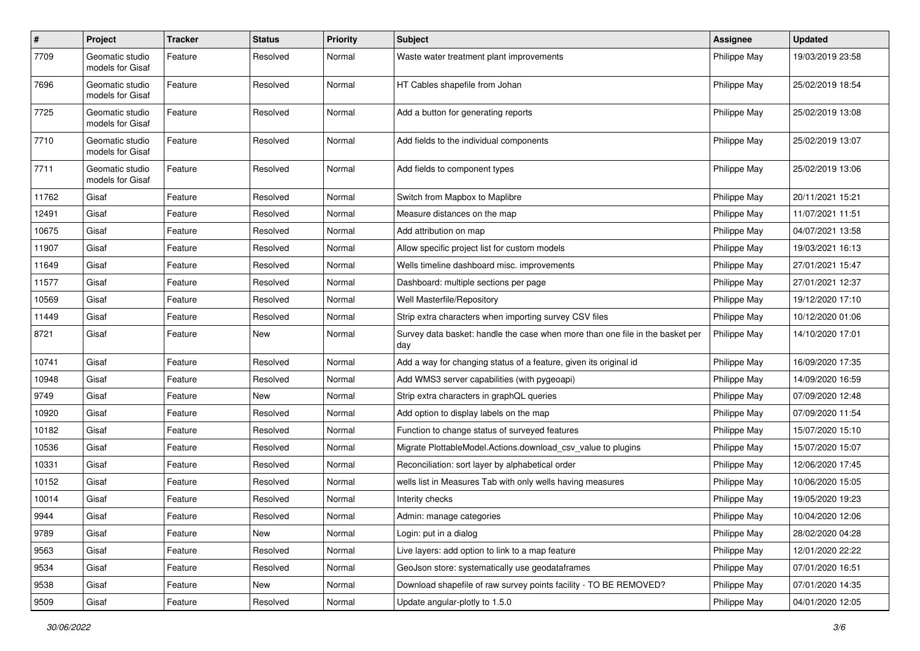| # | Project | Tracker | Status | Priority | Subject | Assignee | Updated |
|---|---|---|---|---|---|---|---|
| 7709 | Geomatic studio models for Gisaf | Feature | Resolved | Normal | Waste water treatment plant improvements | Philippe May | 19/03/2019 23:58 |
| 7696 | Geomatic studio models for Gisaf | Feature | Resolved | Normal | HT Cables shapefile from Johan | Philippe May | 25/02/2019 18:54 |
| 7725 | Geomatic studio models for Gisaf | Feature | Resolved | Normal | Add a button for generating reports | Philippe May | 25/02/2019 13:08 |
| 7710 | Geomatic studio models for Gisaf | Feature | Resolved | Normal | Add fields to the individual components | Philippe May | 25/02/2019 13:07 |
| 7711 | Geomatic studio models for Gisaf | Feature | Resolved | Normal | Add fields to component types | Philippe May | 25/02/2019 13:06 |
| 11762 | Gisaf | Feature | Resolved | Normal | Switch from Mapbox to Maplibre | Philippe May | 20/11/2021 15:21 |
| 12491 | Gisaf | Feature | Resolved | Normal | Measure distances on the map | Philippe May | 11/07/2021 11:51 |
| 10675 | Gisaf | Feature | Resolved | Normal | Add attribution on map | Philippe May | 04/07/2021 13:58 |
| 11907 | Gisaf | Feature | Resolved | Normal | Allow specific project list for custom models | Philippe May | 19/03/2021 16:13 |
| 11649 | Gisaf | Feature | Resolved | Normal | Wells timeline dashboard misc. improvements | Philippe May | 27/01/2021 15:47 |
| 11577 | Gisaf | Feature | Resolved | Normal | Dashboard: multiple sections per page | Philippe May | 27/01/2021 12:37 |
| 10569 | Gisaf | Feature | Resolved | Normal | Well Masterfile/Repository | Philippe May | 19/12/2020 17:10 |
| 11449 | Gisaf | Feature | Resolved | Normal | Strip extra characters when importing survey CSV files | Philippe May | 10/12/2020 01:06 |
| 8721 | Gisaf | Feature | New | Normal | Survey data basket: handle the case when more than one file in the basket per day | Philippe May | 14/10/2020 17:01 |
| 10741 | Gisaf | Feature | Resolved | Normal | Add a way for changing status of a feature, given its original id | Philippe May | 16/09/2020 17:35 |
| 10948 | Gisaf | Feature | Resolved | Normal | Add WMS3 server capabilities (with pygeoapi) | Philippe May | 14/09/2020 16:59 |
| 9749 | Gisaf | Feature | New | Normal | Strip extra characters in graphQL queries | Philippe May | 07/09/2020 12:48 |
| 10920 | Gisaf | Feature | Resolved | Normal | Add option to display labels on the map | Philippe May | 07/09/2020 11:54 |
| 10182 | Gisaf | Feature | Resolved | Normal | Function to change status of surveyed features | Philippe May | 15/07/2020 15:10 |
| 10536 | Gisaf | Feature | Resolved | Normal | Migrate PlottableModel.Actions.download_csv_value to plugins | Philippe May | 15/07/2020 15:07 |
| 10331 | Gisaf | Feature | Resolved | Normal | Reconciliation: sort layer by alphabetical order | Philippe May | 12/06/2020 17:45 |
| 10152 | Gisaf | Feature | Resolved | Normal | wells list in Measures Tab with only wells having measures | Philippe May | 10/06/2020 15:05 |
| 10014 | Gisaf | Feature | Resolved | Normal | Interity checks | Philippe May | 19/05/2020 19:23 |
| 9944 | Gisaf | Feature | Resolved | Normal | Admin: manage categories | Philippe May | 10/04/2020 12:06 |
| 9789 | Gisaf | Feature | New | Normal | Login: put in a dialog | Philippe May | 28/02/2020 04:28 |
| 9563 | Gisaf | Feature | Resolved | Normal | Live layers: add option to link to a map feature | Philippe May | 12/01/2020 22:22 |
| 9534 | Gisaf | Feature | Resolved | Normal | GeoJson store: systematically use geodataframes | Philippe May | 07/01/2020 16:51 |
| 9538 | Gisaf | Feature | New | Normal | Download shapefile of raw survey points facility - TO BE REMOVED? | Philippe May | 07/01/2020 14:35 |
| 9509 | Gisaf | Feature | Resolved | Normal | Update angular-plotly to 1.5.0 | Philippe May | 04/01/2020 12:05 |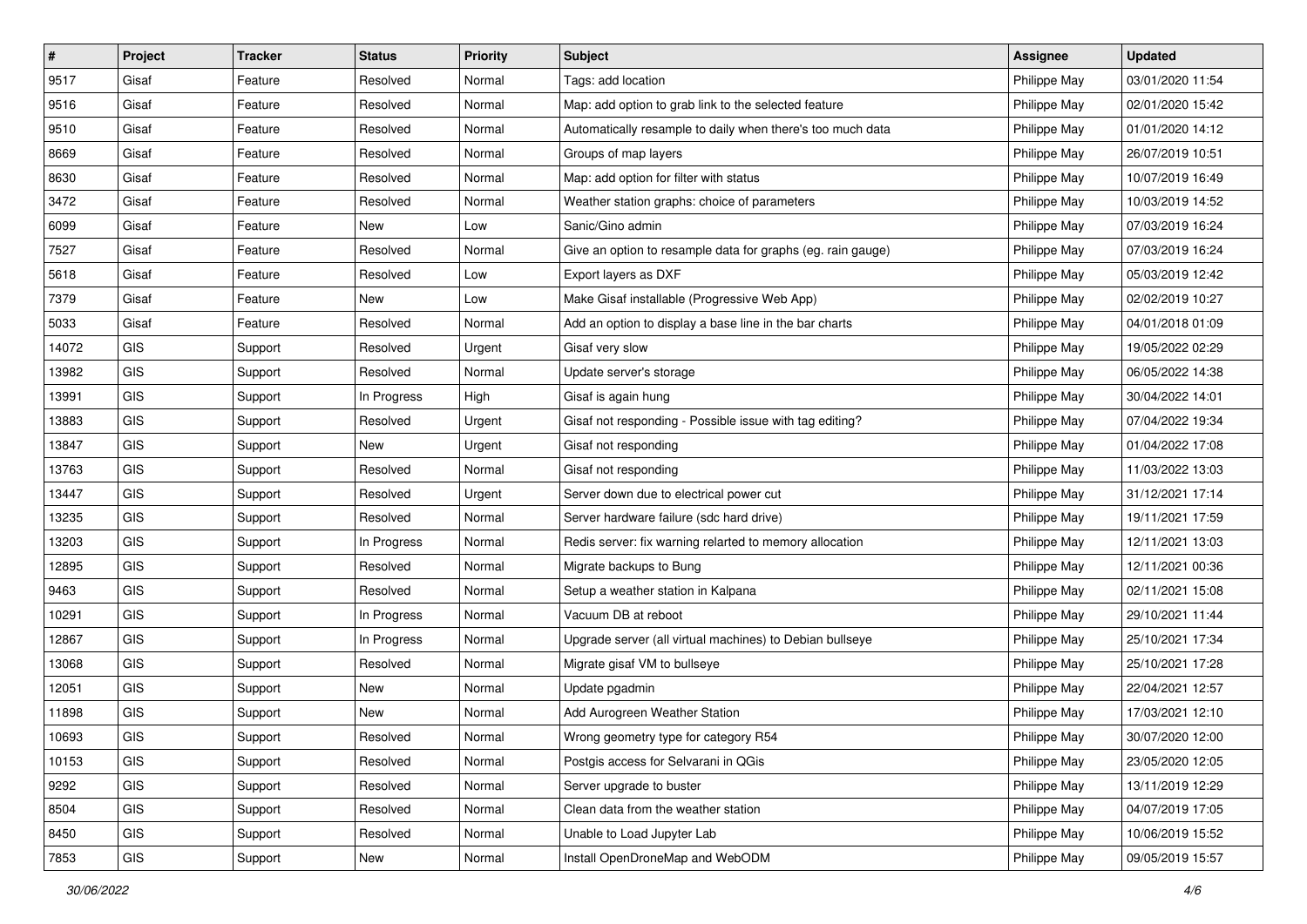| # | Project | Tracker | Status | Priority | Subject | Assignee | Updated |
|---|---|---|---|---|---|---|---|
| 9517 | Gisaf | Feature | Resolved | Normal | Tags: add location | Philippe May | 03/01/2020 11:54 |
| 9516 | Gisaf | Feature | Resolved | Normal | Map: add option to grab link to the selected feature | Philippe May | 02/01/2020 15:42 |
| 9510 | Gisaf | Feature | Resolved | Normal | Automatically resample to daily when there's too much data | Philippe May | 01/01/2020 14:12 |
| 8669 | Gisaf | Feature | Resolved | Normal | Groups of map layers | Philippe May | 26/07/2019 10:51 |
| 8630 | Gisaf | Feature | Resolved | Normal | Map: add option for filter with status | Philippe May | 10/07/2019 16:49 |
| 3472 | Gisaf | Feature | Resolved | Normal | Weather station graphs: choice of parameters | Philippe May | 10/03/2019 14:52 |
| 6099 | Gisaf | Feature | New | Low | Sanic/Gino admin | Philippe May | 07/03/2019 16:24 |
| 7527 | Gisaf | Feature | Resolved | Normal | Give an option to resample data for graphs (eg. rain gauge) | Philippe May | 07/03/2019 16:24 |
| 5618 | Gisaf | Feature | Resolved | Low | Export layers as DXF | Philippe May | 05/03/2019 12:42 |
| 7379 | Gisaf | Feature | New | Low | Make Gisaf installable (Progressive Web App) | Philippe May | 02/02/2019 10:27 |
| 5033 | Gisaf | Feature | Resolved | Normal | Add an option to display a base line in the bar charts | Philippe May | 04/01/2018 01:09 |
| 14072 | GIS | Support | Resolved | Urgent | Gisaf very slow | Philippe May | 19/05/2022 02:29 |
| 13982 | GIS | Support | Resolved | Normal | Update server's storage | Philippe May | 06/05/2022 14:38 |
| 13991 | GIS | Support | In Progress | High | Gisaf is again hung | Philippe May | 30/04/2022 14:01 |
| 13883 | GIS | Support | Resolved | Urgent | Gisaf not responding - Possible issue with tag editing? | Philippe May | 07/04/2022 19:34 |
| 13847 | GIS | Support | New | Urgent | Gisaf not responding | Philippe May | 01/04/2022 17:08 |
| 13763 | GIS | Support | Resolved | Normal | Gisaf not responding | Philippe May | 11/03/2022 13:03 |
| 13447 | GIS | Support | Resolved | Urgent | Server down due to electrical power cut | Philippe May | 31/12/2021 17:14 |
| 13235 | GIS | Support | Resolved | Normal | Server hardware failure (sdc hard drive) | Philippe May | 19/11/2021 17:59 |
| 13203 | GIS | Support | In Progress | Normal | Redis server: fix warning relarted to memory allocation | Philippe May | 12/11/2021 13:03 |
| 12895 | GIS | Support | Resolved | Normal | Migrate backups to Bung | Philippe May | 12/11/2021 00:36 |
| 9463 | GIS | Support | Resolved | Normal | Setup a weather station in Kalpana | Philippe May | 02/11/2021 15:08 |
| 10291 | GIS | Support | In Progress | Normal | Vacuum DB at reboot | Philippe May | 29/10/2021 11:44 |
| 12867 | GIS | Support | In Progress | Normal | Upgrade server (all virtual machines) to Debian bullseye | Philippe May | 25/10/2021 17:34 |
| 13068 | GIS | Support | Resolved | Normal | Migrate gisaf VM to bullseye | Philippe May | 25/10/2021 17:28 |
| 12051 | GIS | Support | New | Normal | Update pgadmin | Philippe May | 22/04/2021 12:57 |
| 11898 | GIS | Support | New | Normal | Add Aurogreen Weather Station | Philippe May | 17/03/2021 12:10 |
| 10693 | GIS | Support | Resolved | Normal | Wrong geometry type for category R54 | Philippe May | 30/07/2020 12:00 |
| 10153 | GIS | Support | Resolved | Normal | Postgis access for Selvarani in QGis | Philippe May | 23/05/2020 12:05 |
| 9292 | GIS | Support | Resolved | Normal | Server upgrade to buster | Philippe May | 13/11/2019 12:29 |
| 8504 | GIS | Support | Resolved | Normal | Clean data from the weather station | Philippe May | 04/07/2019 17:05 |
| 8450 | GIS | Support | Resolved | Normal | Unable to Load Jupyter Lab | Philippe May | 10/06/2019 15:52 |
| 7853 | GIS | Support | New | Normal | Install OpenDroneMap and WebODM | Philippe May | 09/05/2019 15:57 |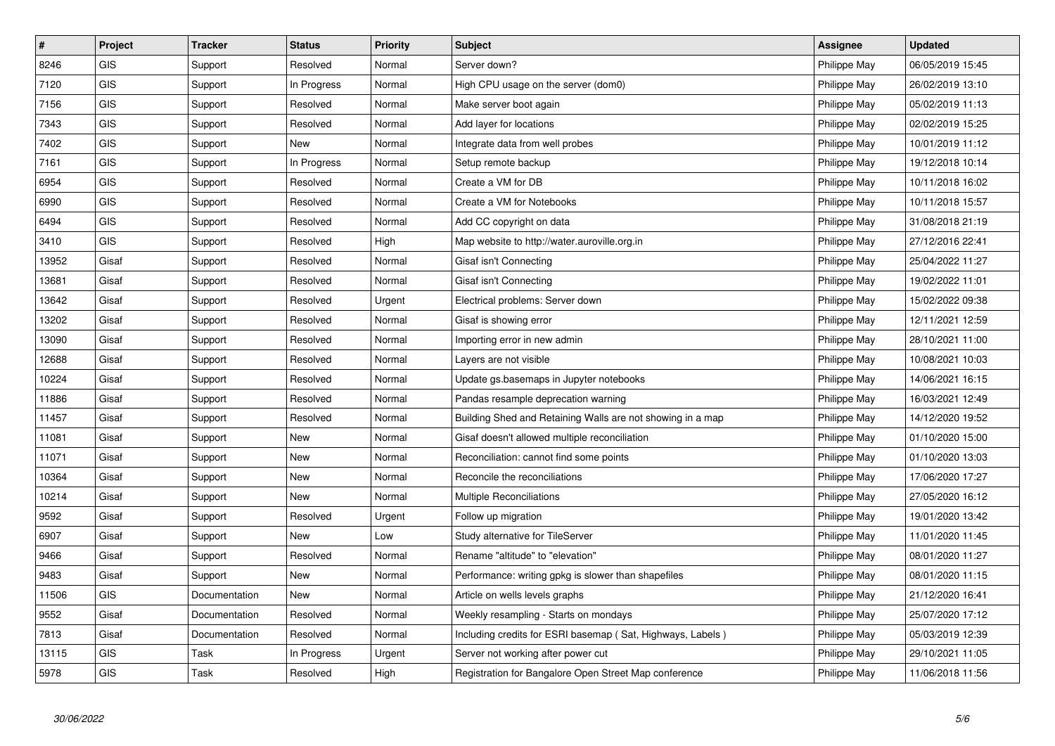| # | Project | Tracker | Status | Priority | Subject | Assignee | Updated |
|---|---|---|---|---|---|---|---|
| 8246 | GIS | Support | Resolved | Normal | Server down? | Philippe May | 06/05/2019 15:45 |
| 7120 | GIS | Support | In Progress | Normal | High CPU usage on the server (dom0) | Philippe May | 26/02/2019 13:10 |
| 7156 | GIS | Support | Resolved | Normal | Make server boot again | Philippe May | 05/02/2019 11:13 |
| 7343 | GIS | Support | Resolved | Normal | Add layer for locations | Philippe May | 02/02/2019 15:25 |
| 7402 | GIS | Support | New | Normal | Integrate data from well probes | Philippe May | 10/01/2019 11:12 |
| 7161 | GIS | Support | In Progress | Normal | Setup remote backup | Philippe May | 19/12/2018 10:14 |
| 6954 | GIS | Support | Resolved | Normal | Create a VM for DB | Philippe May | 10/11/2018 16:02 |
| 6990 | GIS | Support | Resolved | Normal | Create a VM for Notebooks | Philippe May | 10/11/2018 15:57 |
| 6494 | GIS | Support | Resolved | Normal | Add CC copyright on data | Philippe May | 31/08/2018 21:19 |
| 3410 | GIS | Support | Resolved | High | Map website to http://water.auroville.org.in | Philippe May | 27/12/2016 22:41 |
| 13952 | Gisaf | Support | Resolved | Normal | Gisaf isn't Connecting | Philippe May | 25/04/2022 11:27 |
| 13681 | Gisaf | Support | Resolved | Normal | Gisaf isn't Connecting | Philippe May | 19/02/2022 11:01 |
| 13642 | Gisaf | Support | Resolved | Urgent | Electrical problems: Server down | Philippe May | 15/02/2022 09:38 |
| 13202 | Gisaf | Support | Resolved | Normal | Gisaf is showing error | Philippe May | 12/11/2021 12:59 |
| 13090 | Gisaf | Support | Resolved | Normal | Importing error in new admin | Philippe May | 28/10/2021 11:00 |
| 12688 | Gisaf | Support | Resolved | Normal | Layers are not visible | Philippe May | 10/08/2021 10:03 |
| 10224 | Gisaf | Support | Resolved | Normal | Update gs.basemaps in Jupyter notebooks | Philippe May | 14/06/2021 16:15 |
| 11886 | Gisaf | Support | Resolved | Normal | Pandas resample deprecation warning | Philippe May | 16/03/2021 12:49 |
| 11457 | Gisaf | Support | Resolved | Normal | Building Shed and Retaining Walls are not showing in a map | Philippe May | 14/12/2020 19:52 |
| 11081 | Gisaf | Support | New | Normal | Gisaf doesn't allowed multiple reconciliation | Philippe May | 01/10/2020 15:00 |
| 11071 | Gisaf | Support | New | Normal | Reconciliation: cannot find some points | Philippe May | 01/10/2020 13:03 |
| 10364 | Gisaf | Support | New | Normal | Reconcile the reconciliations | Philippe May | 17/06/2020 17:27 |
| 10214 | Gisaf | Support | New | Normal | Multiple Reconciliations | Philippe May | 27/05/2020 16:12 |
| 9592 | Gisaf | Support | Resolved | Urgent | Follow up migration | Philippe May | 19/01/2020 13:42 |
| 6907 | Gisaf | Support | New | Low | Study alternative for TileServer | Philippe May | 11/01/2020 11:45 |
| 9466 | Gisaf | Support | Resolved | Normal | Rename "altitude" to "elevation" | Philippe May | 08/01/2020 11:27 |
| 9483 | Gisaf | Support | New | Normal | Performance: writing gpkg is slower than shapefiles | Philippe May | 08/01/2020 11:15 |
| 11506 | GIS | Documentation | New | Normal | Article on wells levels graphs | Philippe May | 21/12/2020 16:41 |
| 9552 | Gisaf | Documentation | Resolved | Normal | Weekly resampling - Starts on mondays | Philippe May | 25/07/2020 17:12 |
| 7813 | Gisaf | Documentation | Resolved | Normal | Including credits for ESRI basemap ( Sat, Highways, Labels ) | Philippe May | 05/03/2019 12:39 |
| 13115 | GIS | Task | In Progress | Urgent | Server not working after power cut | Philippe May | 29/10/2021 11:05 |
| 5978 | GIS | Task | Resolved | High | Registration for Bangalore Open Street Map conference | Philippe May | 11/06/2018 11:56 |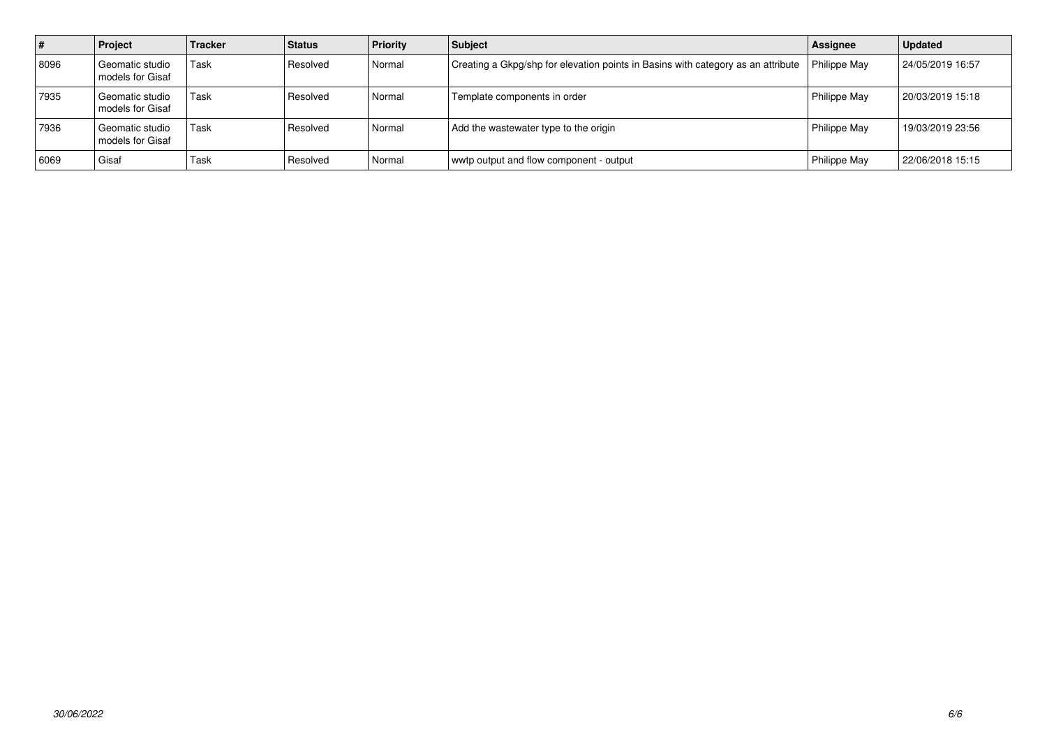| # | Project | Tracker | Status | Priority | Subject | Assignee | Updated |
|---|---|---|---|---|---|---|---|
| 8096 | Geomatic studio models for Gisaf | Task | Resolved | Normal | Creating a Gkpg/shp for elevation points in Basins with category as an attribute | Philippe May | 24/05/2019 16:57 |
| 7935 | Geomatic studio models for Gisaf | Task | Resolved | Normal | Template components in order | Philippe May | 20/03/2019 15:18 |
| 7936 | Geomatic studio models for Gisaf | Task | Resolved | Normal | Add the wastewater type to the origin | Philippe May | 19/03/2019 23:56 |
| 6069 | Gisaf | Task | Resolved | Normal | wwtp output and flow component - output | Philippe May | 22/06/2018 15:15 |